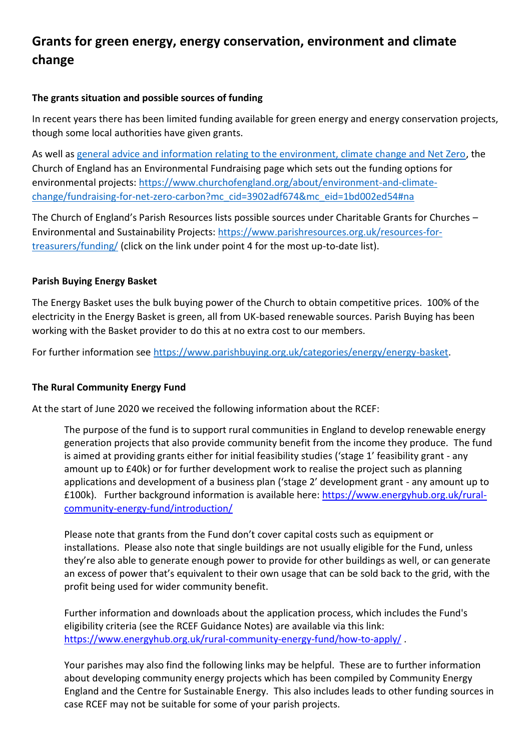# Grants for green energy, energy conservation, environment and climate change

### The grants situation and possible sources of funding

In recent years there has been limited funding available for green energy and energy conservation projects, though some local authorities have given grants.

As well as [general advice and information relating to the environment, climate change and Net Zero](), the Church of England has an Environmental Fundraising page which sets out the funding options for environmental projects: https://www.churchofengland.org/about/environment-and-climate-change/fundraising-for-net-zero-carbon?mc_cid=3902adf674&mc_eid=1bd002ed54#na

The Church of England's Parish Resources lists possible sources under Charitable Grants for Churches – Environmental and Sustainability Projects: https://www.parishresources.org.uk/resources-for-treasurers/funding/ (click on the link under point 4 for the most up-to-date list).

### Parish Buying Energy Basket

The Energy Basket uses the bulk buying power of the Church to obtain competitive prices. 100% of the electricity in the Energy Basket is green, all from UK-based renewable sources. Parish Buying has been working with the Basket provider to do this at no extra cost to our members.

For further information see https://www.parishbuying.org.uk/categories/energy/energy-basket.

### The Rural Community Energy Fund

At the start of June 2020 we received the following information about the RCEF:

> The purpose of the fund is to support rural communities in England to develop renewable energy generation projects that also provide community benefit from the income they produce. The fund is aimed at providing grants either for initial feasibility studies ('stage 1' feasibility grant - any amount up to £40k) or for further development work to realise the project such as planning applications and development of a business plan ('stage 2' development grant - any amount up to £100k). Further background information is available here: https://www.energyhub.org.uk/rural-community-energy-fund/introduction/
>
> Please note that grants from the Fund don't cover capital costs such as equipment or installations. Please also note that single buildings are not usually eligible for the Fund, unless they're also able to generate enough power to provide for other buildings as well, or can generate an excess of power that's equivalent to their own usage that can be sold back to the grid, with the profit being used for wider community benefit.
>
> Further information and downloads about the application process, which includes the Fund's eligibility criteria (see the RCEF Guidance Notes) are available via this link: https://www.energyhub.org.uk/rural-community-energy-fund/how-to-apply/ .
>
> Your parishes may also find the following links may be helpful. These are to further information about developing community energy projects which has been compiled by Community Energy England and the Centre for Sustainable Energy. This also includes leads to other funding sources in case RCEF may not be suitable for some of your parish projects.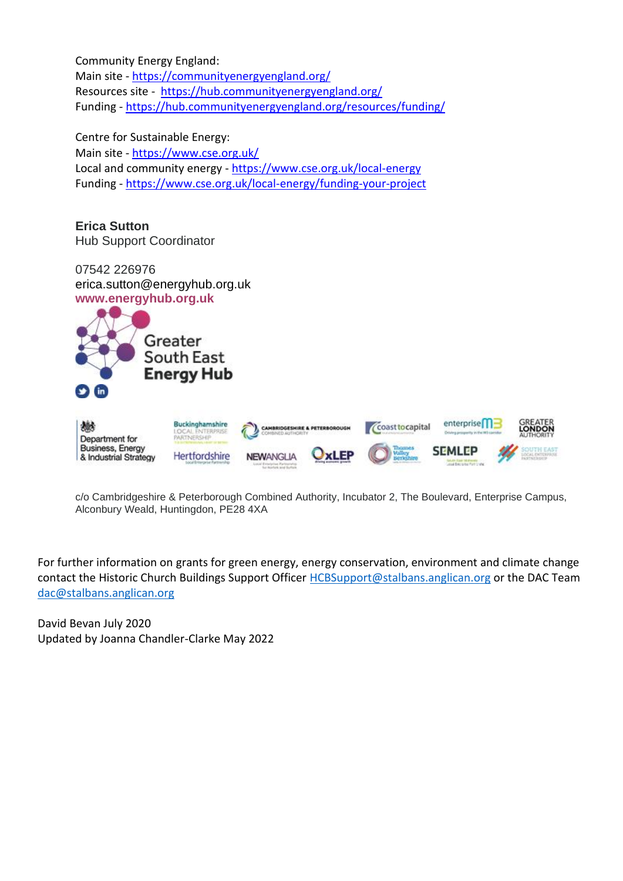Community Energy England:
Main site - https://communityenergyengland.org/
Resources site - https://hub.communityenergyengland.org/
Funding - https://hub.communityenergyengland.org/resources/funding/

Centre for Sustainable Energy:
Main site - https://www.cse.org.uk/
Local and community energy - https://www.cse.org.uk/local-energy
Funding - https://www.cse.org.uk/local-energy/funding-your-project

**Erica Sutton**
Hub Support Coordinator

07542 226976
erica.sutton@energyhub.org.uk
**www.energyhub.org.uk**

Greater South East **Energy Hub**

Department for Business, Energy & Industrial Strategy

Buckinghamshire Local Enterprise Partnership · Cambridgeshire & Peterborough Combined Authority · Coast to Capital · Enterprise M3 · Greater London Authority · Hertfordshire · New Anglia · OxLEP · Thames Valley Berkshire · SEMLEP · South East Local Enterprise Partnership

c/o Cambridgeshire & Peterborough Combined Authority, Incubator 2, The Boulevard, Enterprise Campus, Alconbury Weald, Huntingdon, PE28 4XA

For further information on grants for green energy, energy conservation, environment and climate change contact the Historic Church Buildings Support Officer HCBSupport@stalbans.anglican.org or the DAC Team dac@stalbans.anglican.org

David Bevan July 2020
Updated by Joanna Chandler-Clarke May 2022